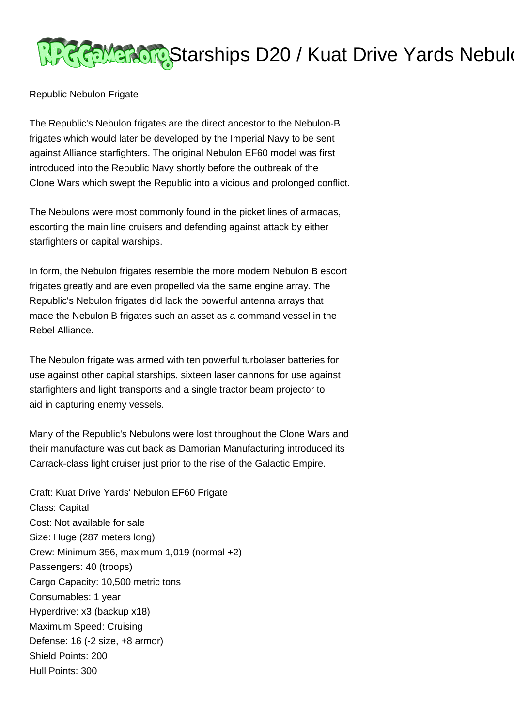Republic Nebulon Frigate

The Republic's Nebulon frigates are the direct ancestor to the Nebulon-B frigates which would later be developed by the Imperial Navy to be sent against Alliance starfighters. The original Nebulon EF60 model was first introduced into the Republic Navy shortly before the outbreak of the Clone Wars which swept the Republic into a vicious and prolonged conflict.

The Nebulons were most commonly found in the picket lines of armadas, escorting the main line cruisers and defending against attack by either starfighters or capital warships.

In form, the Nebulon frigates resemble the more modern Nebulon B escort frigates greatly and are even propelled via the same engine array. The Republic's Nebulon frigates did lack the powerful antenna arrays that made the Nebulon B frigates such an asset as a command vessel in the Rebel Alliance.

The Nebulon frigate was armed with ten powerful turbolaser batteries for use against other capital starships, sixteen laser cannons for use against starfighters and light transports and a single tractor beam projector to aid in capturing enemy vessels.

Many of the Republic's Nebulons were lost throughout the Clone Wars and their manufacture was cut back as Damorian Manufacturing introduced its Carrack-class light cruiser just prior to the rise of the Galactic Empire.

Craft: Kuat Drive Yards' Nebulon EF60 Frigate
Class: Capital
Cost: Not available for sale
Size: Huge (287 meters long)
Crew: Minimum 356, maximum 1,019 (normal +2)
Passengers: 40 (troops)
Cargo Capacity: 10,500 metric tons
Consumables: 1 year
Hyperdrive: x3 (backup x18)
Maximum Speed: Cruising
Defense: 16 (-2 size, +8 armor)
Shield Points: 200
Hull Points: 300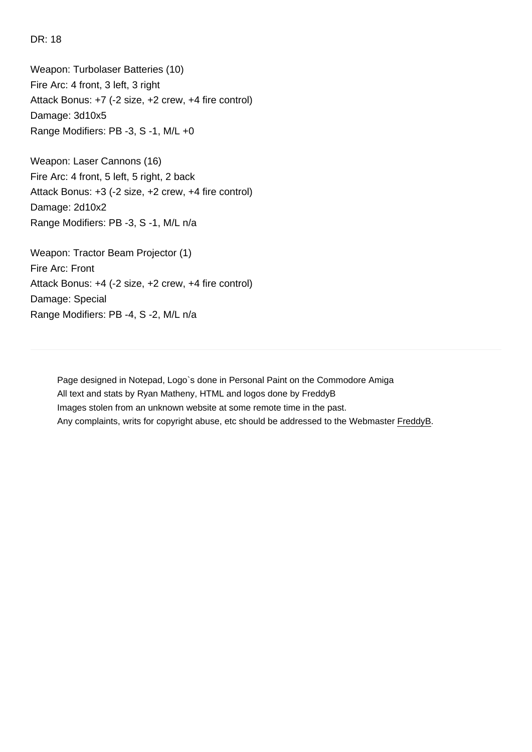DR: 18

Weapon: Turbolaser Batteries (10)
Fire Arc: 4 front, 3 left, 3 right
Attack Bonus: +7 (-2 size, +2 crew, +4 fire control)
Damage: 3d10x5
Range Modifiers: PB -3, S -1, M/L +0

Weapon: Laser Cannons (16)
Fire Arc: 4 front, 5 left, 5 right, 2 back
Attack Bonus: +3 (-2 size, +2 crew, +4 fire control)
Damage: 2d10x2
Range Modifiers: PB -3, S -1, M/L n/a

Weapon: Tractor Beam Projector (1)
Fire Arc: Front
Attack Bonus: +4 (-2 size, +2 crew, +4 fire control)
Damage: Special
Range Modifiers: PB -4, S -2, M/L n/a

---

Page designed in Notepad, Logo`s done in Personal Paint on the Commodore Amiga
All text and stats by Ryan Matheny, HTML and logos done by FreddyB
Images stolen from an unknown website at some remote time in the past.
Any complaints, writs for copyright abuse, etc should be addressed to the Webmaster FreddyB.